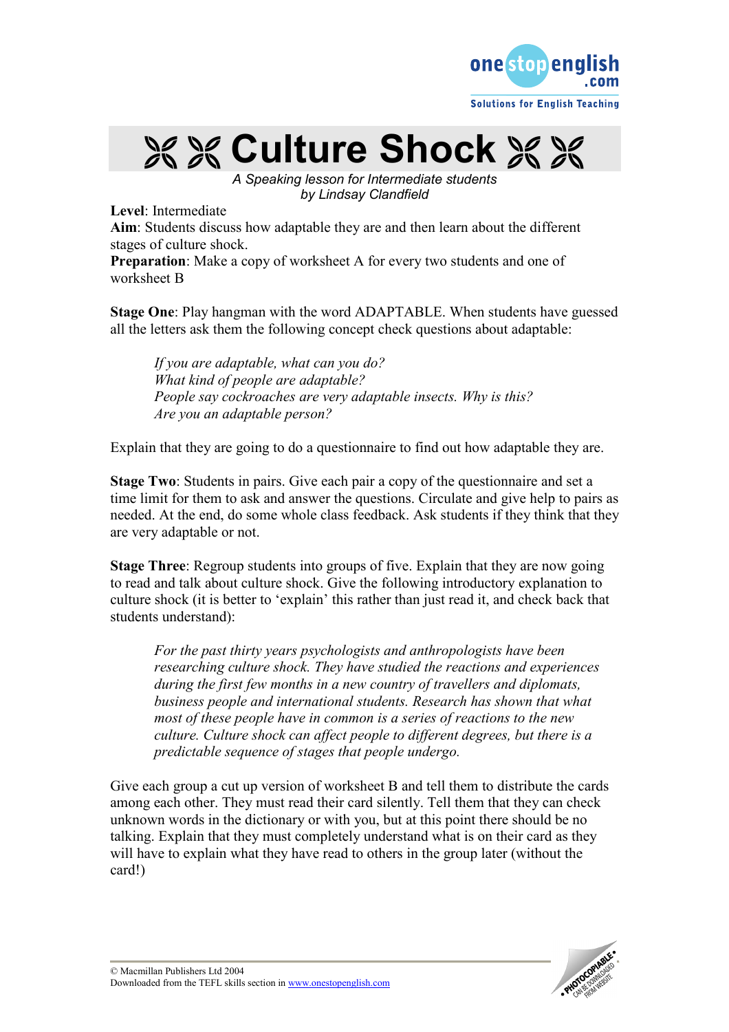# Culture Shock

*A Speaking lesson for Intermediate students*
*by Lindsay Clandfield*

**Level**: Intermediate
**Aim**: Students discuss how adaptable they are and then learn about the different stages of culture shock.
**Preparation**: Make a copy of worksheet A for every two students and one of worksheet B

**Stage One**: Play hangman with the word ADAPTABLE. When students have guessed all the letters ask them the following concept check questions about adaptable:

> *If you are adaptable, what can you do?*
> *What kind of people are adaptable?*
> *People say cockroaches are very adaptable insects. Why is this?*
> *Are you an adaptable person?*

Explain that they are going to do a questionnaire to find out how adaptable they are.

**Stage Two**: Students in pairs. Give each pair a copy of the questionnaire and set a time limit for them to ask and answer the questions. Circulate and give help to pairs as needed. At the end, do some whole class feedback. Ask students if they think that they are very adaptable or not.

**Stage Three**: Regroup students into groups of five. Explain that they are now going to read and talk about culture shock. Give the following introductory explanation to culture shock (it is better to 'explain' this rather than just read it, and check back that students understand):

> *For the past thirty years psychologists and anthropologists have been researching culture shock. They have studied the reactions and experiences during the first few months in a new country of travellers and diplomats, business people and international students. Research has shown that what most of these people have in common is a series of reactions to the new culture. Culture shock can affect people to different degrees, but there is a predictable sequence of stages that people undergo.*

Give each group a cut up version of worksheet B and tell them to distribute the cards among each other. They must read their card silently. Tell them that they can check unknown words in the dictionary or with you, but at this point there should be no talking. Explain that they must completely understand what is on their card as they will have to explain what they have read to others in the group later (without the card!)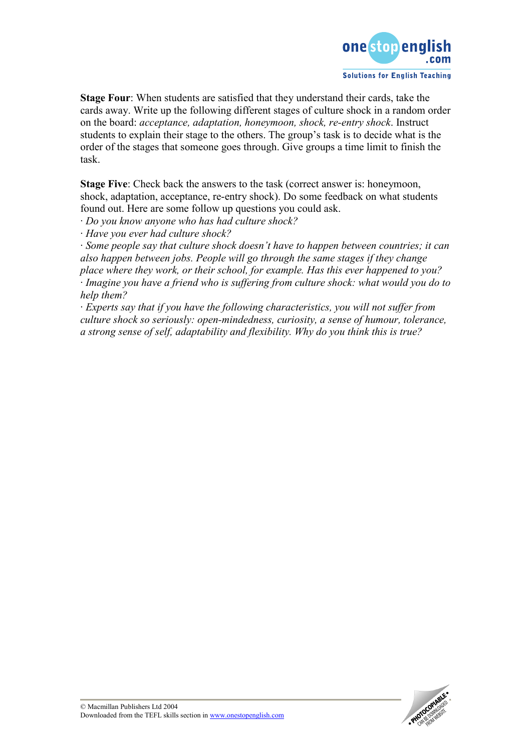**Stage Four**: When students are satisfied that they understand their cards, take the cards away. Write up the following different stages of culture shock in a random order on the board: *acceptance, adaptation, honeymoon, shock, re-entry shock*. Instruct students to explain their stage to the others. The group's task is to decide what is the order of the stages that someone goes through. Give groups a time limit to finish the task.

**Stage Five**: Check back the answers to the task (correct answer is: honeymoon, shock, adaptation, acceptance, re-entry shock). Do some feedback on what students found out. Here are some follow up questions you could ask.

· *Do you know anyone who has had culture shock?*

· *Have you ever had culture shock?*

· *Some people say that culture shock doesn't have to happen between countries; it can also happen between jobs. People will go through the same stages if they change place where they work, or their school, for example. Has this ever happened to you?*

· *Imagine you have a friend who is suffering from culture shock: what would you do to help them?*

· *Experts say that if you have the following characteristics, you will not suffer from culture shock so seriously: open-mindedness, curiosity, a sense of humour, tolerance, a strong sense of self, adaptability and flexibility. Why do you think this is true?*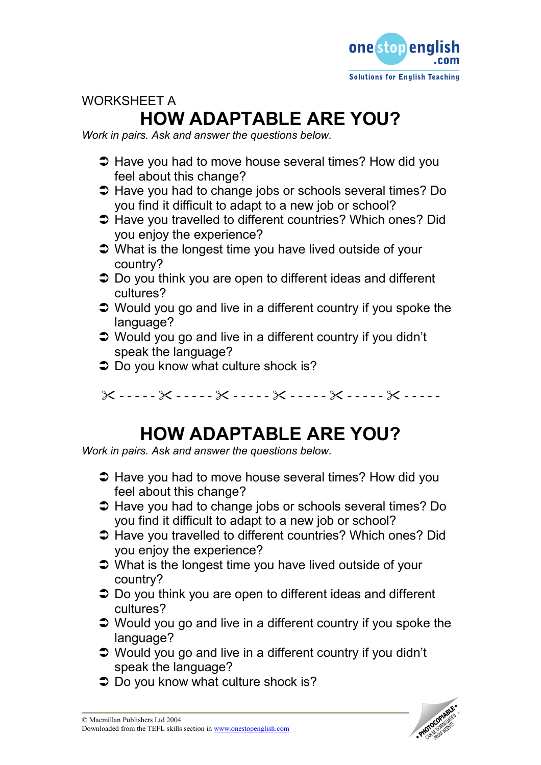WORKSHEET A

# HOW ADAPTABLE ARE YOU?

*Work in pairs. Ask and answer the questions below.*

- Have you had to move house several times? How did you feel about this change?
- Have you had to change jobs or schools several times? Do you find it difficult to adapt to a new job or school?
- Have you travelled to different countries? Which ones? Did you enjoy the experience?
- What is the longest time you have lived outside of your country?
- Do you think you are open to different ideas and different cultures?
- Would you go and live in a different country if you spoke the language?
- Would you go and live in a different country if you didn't speak the language?
- Do you know what culture shock is?

✂ - - - - - ✂ - - - - - ✂ - - - - - ✂ - - - - - ✂ - - - - - ✂ - - - - -

# HOW ADAPTABLE ARE YOU?

*Work in pairs. Ask and answer the questions below.*

- Have you had to move house several times? How did you feel about this change?
- Have you had to change jobs or schools several times? Do you find it difficult to adapt to a new job or school?
- Have you travelled to different countries? Which ones? Did you enjoy the experience?
- What is the longest time you have lived outside of your country?
- Do you think you are open to different ideas and different cultures?
- Would you go and live in a different country if you spoke the language?
- Would you go and live in a different country if you didn't speak the language?
- Do you know what culture shock is?

© Macmillan Publishers Ltd 2004
Downloaded from the TEFL skills section in www.onestopenglish.com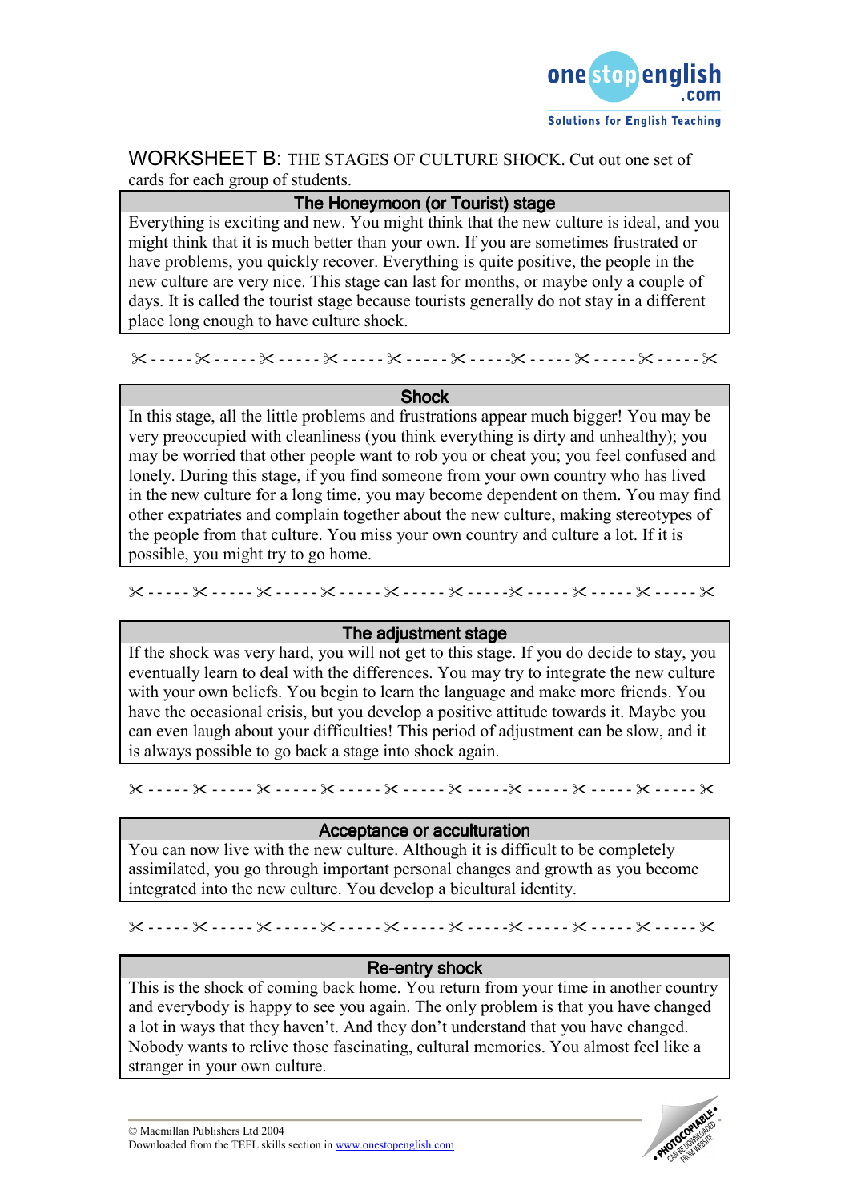WORKSHEET B: THE STAGES OF CULTURE SHOCK. Cut out one set of cards for each group of students.

### The Honeymoon (or Tourist) stage

Everything is exciting and new. You might think that the new culture is ideal, and you might think that it is much better than your own. If you are sometimes frustrated or have problems, you quickly recover. Everything is quite positive, the people in the new culture are very nice. This stage can last for months, or maybe only a couple of days. It is called the tourist stage because tourists generally do not stay in a different place long enough to have culture shock.

✂ - - - - - ✂ - - - - - ✂ - - - - - ✂ - - - - - ✂ - - - - - ✂ - - - - - ✂ - - - - - ✂ - - - - - ✂ - - - - - ✂

### Shock

In this stage, all the little problems and frustrations appear much bigger! You may be very preoccupied with cleanliness (you think everything is dirty and unhealthy); you may be worried that other people want to rob you or cheat you; you feel confused and lonely. During this stage, if you find someone from your own country who has lived in the new culture for a long time, you may become dependent on them. You may find other expatriates and complain together about the new culture, making stereotypes of the people from that culture. You miss your own country and culture a lot. If it is possible, you might try to go home.

✂ - - - - - ✂ - - - - - ✂ - - - - - ✂ - - - - - ✂ - - - - - ✂ - - - - - ✂ - - - - - ✂ - - - - - ✂ - - - - - ✂

### The adjustment stage

If the shock was very hard, you will not get to this stage. If you do decide to stay, you eventually learn to deal with the differences. You may try to integrate the new culture with your own beliefs. You begin to learn the language and make more friends. You have the occasional crisis, but you develop a positive attitude towards it. Maybe you can even laugh about your difficulties! This period of adjustment can be slow, and it is always possible to go back a stage into shock again.

✂ - - - - - ✂ - - - - - ✂ - - - - - ✂ - - - - - ✂ - - - - - ✂ - - - - - ✂ - - - - - ✂ - - - - - ✂ - - - - - ✂

### Acceptance or acculturation

You can now live with the new culture. Although it is difficult to be completely assimilated, you go through important personal changes and growth as you become integrated into the new culture. You develop a bicultural identity.

✂ - - - - - ✂ - - - - - ✂ - - - - - ✂ - - - - - ✂ - - - - - ✂ - - - - - ✂ - - - - - ✂ - - - - - ✂ - - - - - ✂

### Re-entry shock

This is the shock of coming back home. You return from your time in another country and everybody is happy to see you again. The only problem is that you have changed a lot in ways that they haven't. And they don't understand that you have changed. Nobody wants to relive those fascinating, cultural memories. You almost feel like a stranger in your own culture.

© Macmillan Publishers Ltd 2004
Downloaded from the TEFL skills section in www.onestopenglish.com